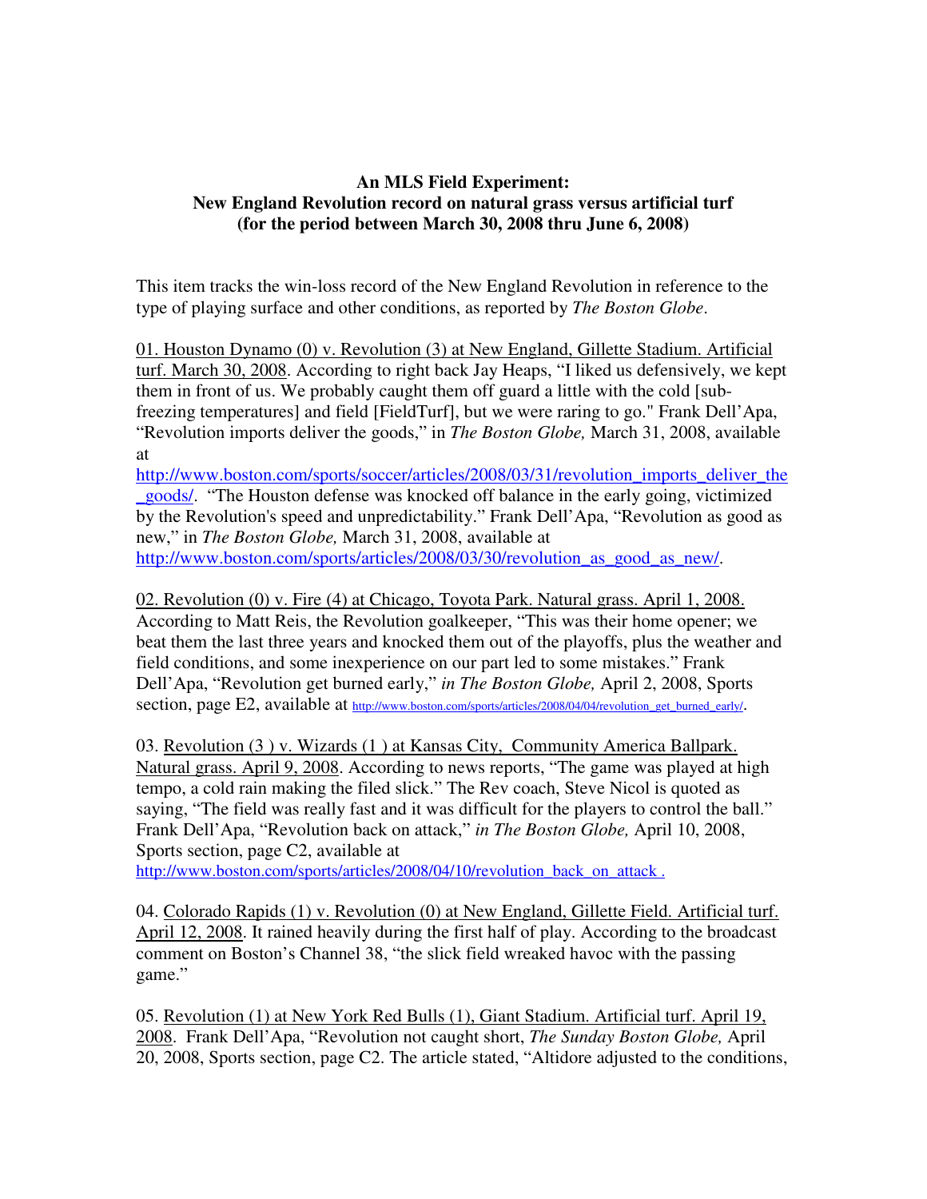**An MLS Field Experiment:**
**New England Revolution record on natural grass versus artificial turf**
**(for the period between March 30, 2008 thru June 6, 2008)**

This item tracks the win-loss record of the New England Revolution in reference to the type of playing surface and other conditions, as reported by *The Boston Globe*.

01. Houston Dynamo (0) v. Revolution (3) at New England, Gillette Stadium. Artificial turf. March 30, 2008. According to right back Jay Heaps, "I liked us defensively, we kept them in front of us. We probably caught them off guard a little with the cold [sub-freezing temperatures] and field [FieldTurf], but we were raring to go." Frank Dell'Apa, "Revolution imports deliver the goods," in *The Boston Globe,* March 31, 2008, available at http://www.boston.com/sports/soccer/articles/2008/03/31/revolution_imports_deliver_the_goods/. "The Houston defense was knocked off balance in the early going, victimized by the Revolution's speed and unpredictability." Frank Dell'Apa, "Revolution as good as new," in *The Boston Globe,* March 31, 2008, available at http://www.boston.com/sports/articles/2008/03/30/revolution_as_good_as_new/.

02. Revolution (0) v. Fire (4) at Chicago, Toyota Park. Natural grass. April 1, 2008. According to Matt Reis, the Revolution goalkeeper, "This was their home opener; we beat them the last three years and knocked them out of the playoffs, plus the weather and field conditions, and some inexperience on our part led to some mistakes." Frank Dell'Apa, "Revolution get burned early," *in The Boston Globe,* April 2, 2008, Sports section, page E2, available at http://www.boston.com/sports/articles/2008/04/04/revolution_get_burned_early/.

03. Revolution (3 ) v. Wizards (1 ) at Kansas City, Community America Ballpark. Natural grass. April 9, 2008. According to news reports, "The game was played at high tempo, a cold rain making the filed slick." The Rev coach, Steve Nicol is quoted as saying, "The field was really fast and it was difficult for the players to control the ball." Frank Dell'Apa, "Revolution back on attack," *in The Boston Globe,* April 10, 2008, Sports section, page C2, available at http://www.boston.com/sports/articles/2008/04/10/revolution_back_on_attack .

04. Colorado Rapids (1) v. Revolution (0) at New England, Gillette Field. Artificial turf. April 12, 2008. It rained heavily during the first half of play. According to the broadcast comment on Boston's Channel 38, "the slick field wreaked havoc with the passing game."

05. Revolution (1) at New York Red Bulls (1), Giant Stadium. Artificial turf. April 19, 2008. Frank Dell'Apa, "Revolution not caught short, *The Sunday Boston Globe,* April 20, 2008, Sports section, page C2. The article stated, "Altidore adjusted to the conditions,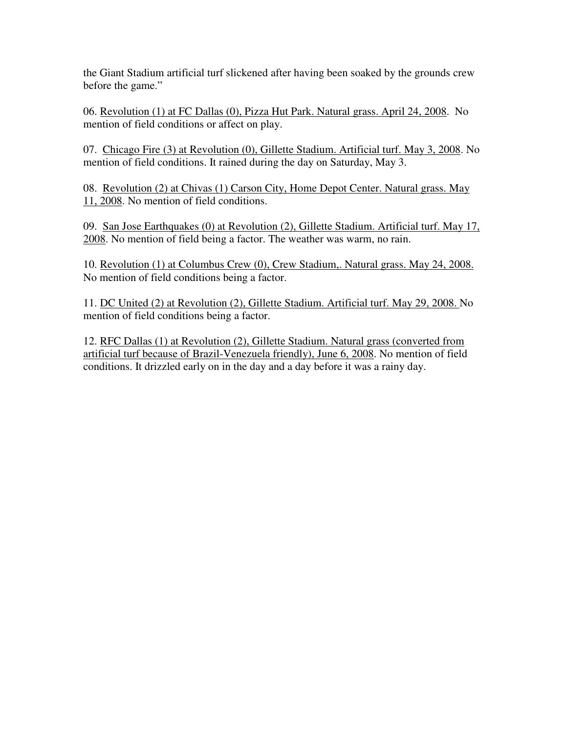the Giant Stadium artificial turf slickened after having been soaked by the grounds crew before the game."

06. Revolution (1) at FC Dallas (0), Pizza Hut Park. Natural grass. April 24, 2008. No mention of field conditions or affect on play.

07. Chicago Fire (3) at Revolution (0), Gillette Stadium. Artificial turf. May 3, 2008. No mention of field conditions. It rained during the day on Saturday, May 3.

08. Revolution (2) at Chivas (1) Carson City, Home Depot Center. Natural grass. May 11, 2008. No mention of field conditions.

09. San Jose Earthquakes (0) at Revolution (2), Gillette Stadium. Artificial turf. May 17, 2008. No mention of field being a factor. The weather was warm, no rain.

10. Revolution (1) at Columbus Crew (0), Crew Stadium,. Natural grass. May 24, 2008. No mention of field conditions being a factor.

11. DC United (2) at Revolution (2), Gillette Stadium. Artificial turf. May 29, 2008. No mention of field conditions being a factor.

12. RFC Dallas (1) at Revolution (2), Gillette Stadium. Natural grass (converted from artificial turf because of Brazil-Venezuela friendly), June 6, 2008. No mention of field conditions. It drizzled early on in the day and a day before it was a rainy day.